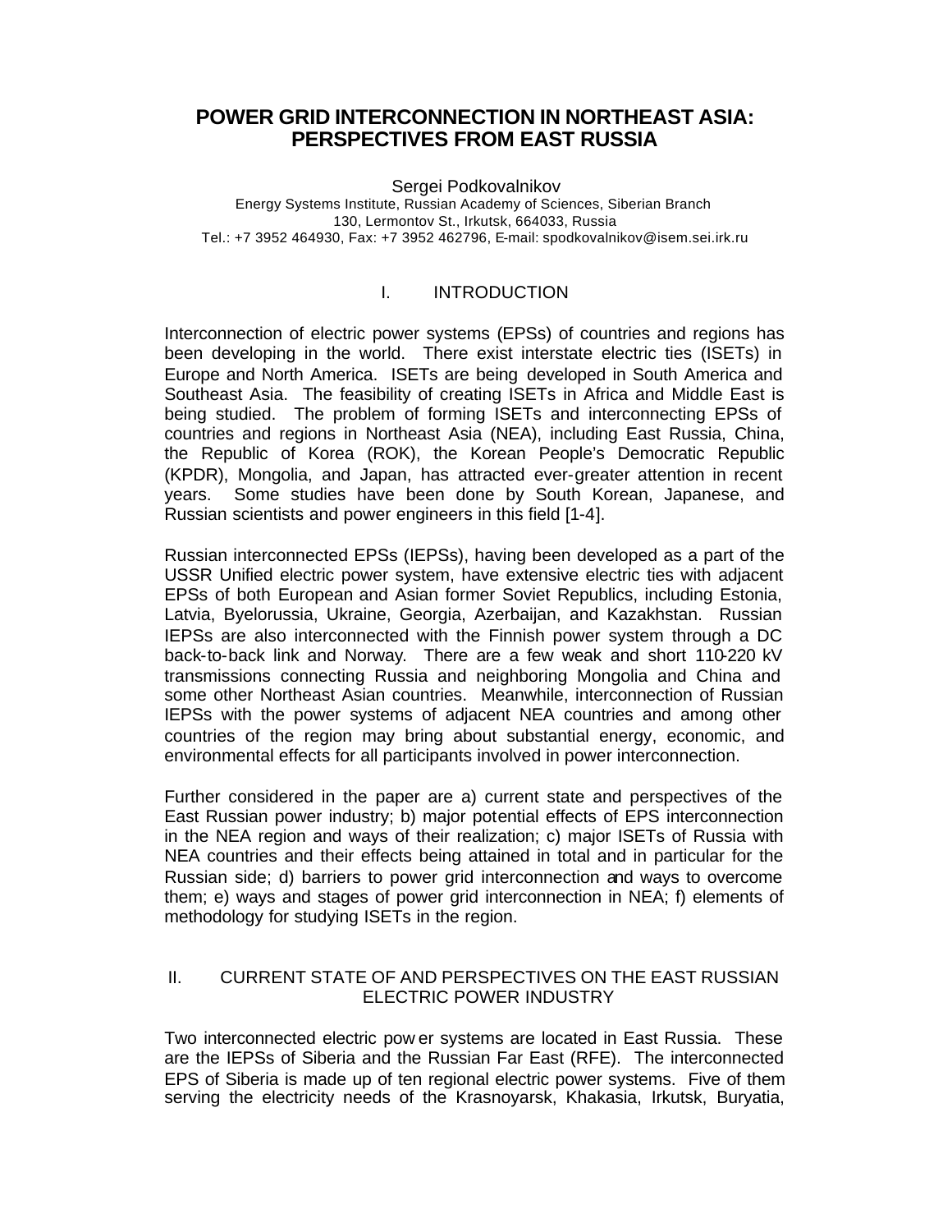# POWER GRID INTERCONNECTION IN NORTHEAST ASIA: PERSPECTIVES FROM EAST RUSSIA

Sergei Podkovalnikov

Energy Systems Institute, Russian Academy of Sciences, Siberian Branch
130, Lermontov St., Irkutsk, 664033, Russia
Tel.: +7 3952 464930, Fax: +7 3952 462796, E-mail: spodkovalnikov@isem.sei.irk.ru

## I. INTRODUCTION

Interconnection of electric power systems (EPSs) of countries and regions has been developing in the world. There exist interstate electric ties (ISETs) in Europe and North America. ISETs are being developed in South America and Southeast Asia. The feasibility of creating ISETs in Africa and Middle East is being studied. The problem of forming ISETs and interconnecting EPSs of countries and regions in Northeast Asia (NEA), including East Russia, China, the Republic of Korea (ROK), the Korean People's Democratic Republic (KPDR), Mongolia, and Japan, has attracted ever-greater attention in recent years. Some studies have been done by South Korean, Japanese, and Russian scientists and power engineers in this field [1-4].

Russian interconnected EPSs (IEPSs), having been developed as a part of the USSR Unified electric power system, have extensive electric ties with adjacent EPSs of both European and Asian former Soviet Republics, including Estonia, Latvia, Byelorussia, Ukraine, Georgia, Azerbaijan, and Kazakhstan. Russian IEPSs are also interconnected with the Finnish power system through a DC back-to-back link and Norway. There are a few weak and short 110-220 kV transmissions connecting Russia and neighboring Mongolia and China and some other Northeast Asian countries. Meanwhile, interconnection of Russian IEPSs with the power systems of adjacent NEA countries and among other countries of the region may bring about substantial energy, economic, and environmental effects for all participants involved in power interconnection.

Further considered in the paper are a) current state and perspectives of the East Russian power industry; b) major potential effects of EPS interconnection in the NEA region and ways of their realization; c) major ISETs of Russia with NEA countries and their effects being attained in total and in particular for the Russian side; d) barriers to power grid interconnection and ways to overcome them; e) ways and stages of power grid interconnection in NEA; f) elements of methodology for studying ISETs in the region.

## II. CURRENT STATE OF AND PERSPECTIVES ON THE EAST RUSSIAN ELECTRIC POWER INDUSTRY

Two interconnected electric power systems are located in East Russia. These are the IEPSs of Siberia and the Russian Far East (RFE). The interconnected EPS of Siberia is made up of ten regional electric power systems. Five of them serving the electricity needs of the Krasnoyarsk, Khakasia, Irkutsk, Buryatia,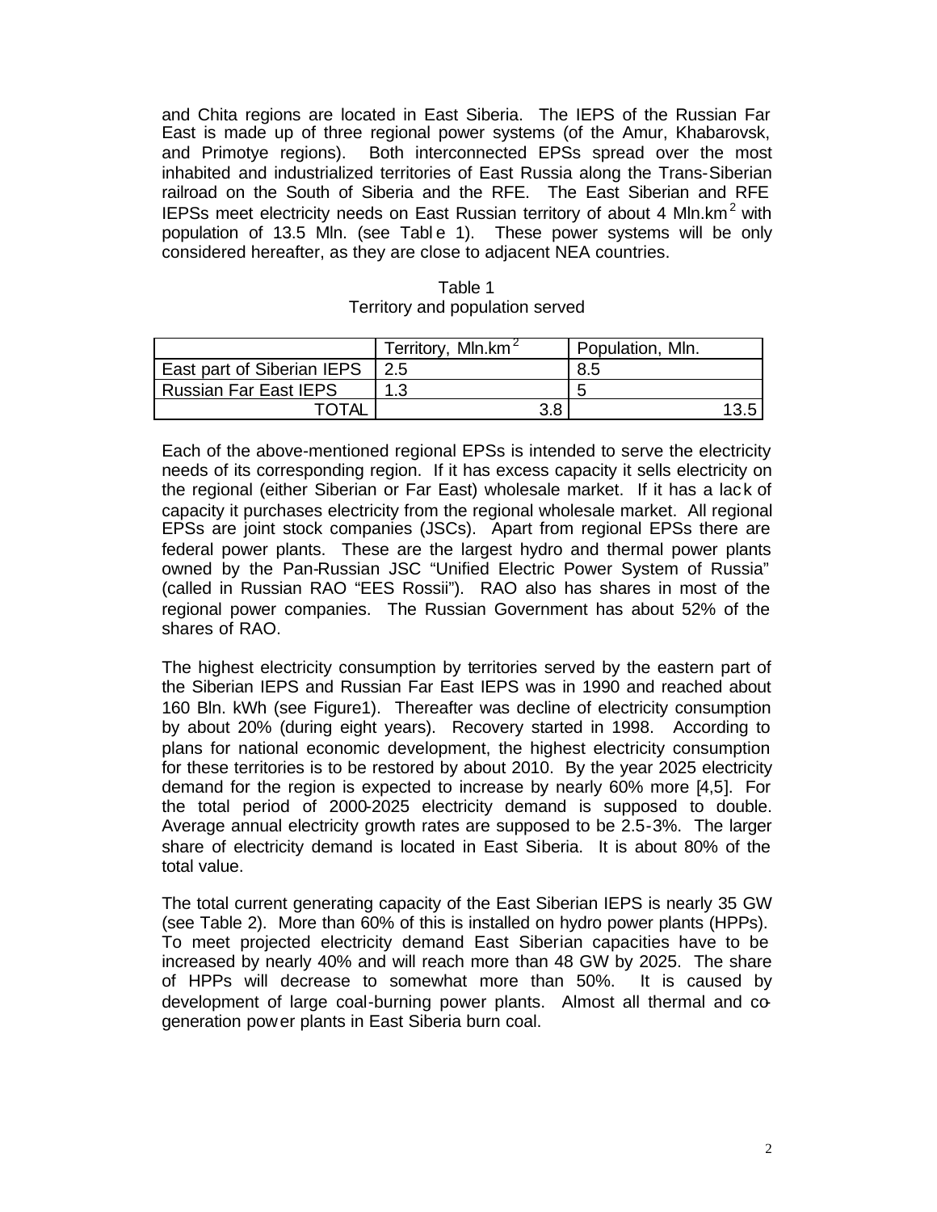and Chita regions are located in East Siberia. The IEPS of the Russian Far East is made up of three regional power systems (of the Amur, Khabarovsk, and Primotye regions). Both interconnected EPSs spread over the most inhabited and industrialized territories of East Russia along the Trans-Siberian railroad on the South of Siberia and the RFE. The East Siberian and RFE IEPSs meet electricity needs on East Russian territory of about 4 Mln.km$^2$ with population of 13.5 Mln. (see Table 1). These power systems will be only considered hereafter, as they are close to adjacent NEA countries.

Table 1
Territory and population served

| | Territory, Mln.km$^2$ | Population, Mln. |
|---|---|---|
| East part of Siberian IEPS | 2.5 | 8.5 |
| Russian Far East IEPS | 1.3 | 5 |
| TOTAL | 3.8 | 13.5 |

Each of the above-mentioned regional EPSs is intended to serve the electricity needs of its corresponding region. If it has excess capacity it sells electricity on the regional (either Siberian or Far East) wholesale market. If it has a lack of capacity it purchases electricity from the regional wholesale market. All regional EPSs are joint stock companies (JSCs). Apart from regional EPSs there are federal power plants. These are the largest hydro and thermal power plants owned by the Pan-Russian JSC "Unified Electric Power System of Russia" (called in Russian RAO "EES Rossii"). RAO also has shares in most of the regional power companies. The Russian Government has about 52% of the shares of RAO.

The highest electricity consumption by territories served by the eastern part of the Siberian IEPS and Russian Far East IEPS was in 1990 and reached about 160 Bln. kWh (see Figure1). Thereafter was decline of electricity consumption by about 20% (during eight years). Recovery started in 1998. According to plans for national economic development, the highest electricity consumption for these territories is to be restored by about 2010. By the year 2025 electricity demand for the region is expected to increase by nearly 60% more [4,5]. For the total period of 2000-2025 electricity demand is supposed to double. Average annual electricity growth rates are supposed to be 2.5-3%. The larger share of electricity demand is located in East Siberia. It is about 80% of the total value.

The total current generating capacity of the East Siberian IEPS is nearly 35 GW (see Table 2). More than 60% of this is installed on hydro power plants (HPPs). To meet projected electricity demand East Siberian capacities have to be increased by nearly 40% and will reach more than 48 GW by 2025. The share of HPPs will decrease to somewhat more than 50%. It is caused by development of large coal-burning power plants. Almost all thermal and co-generation power plants in East Siberia burn coal.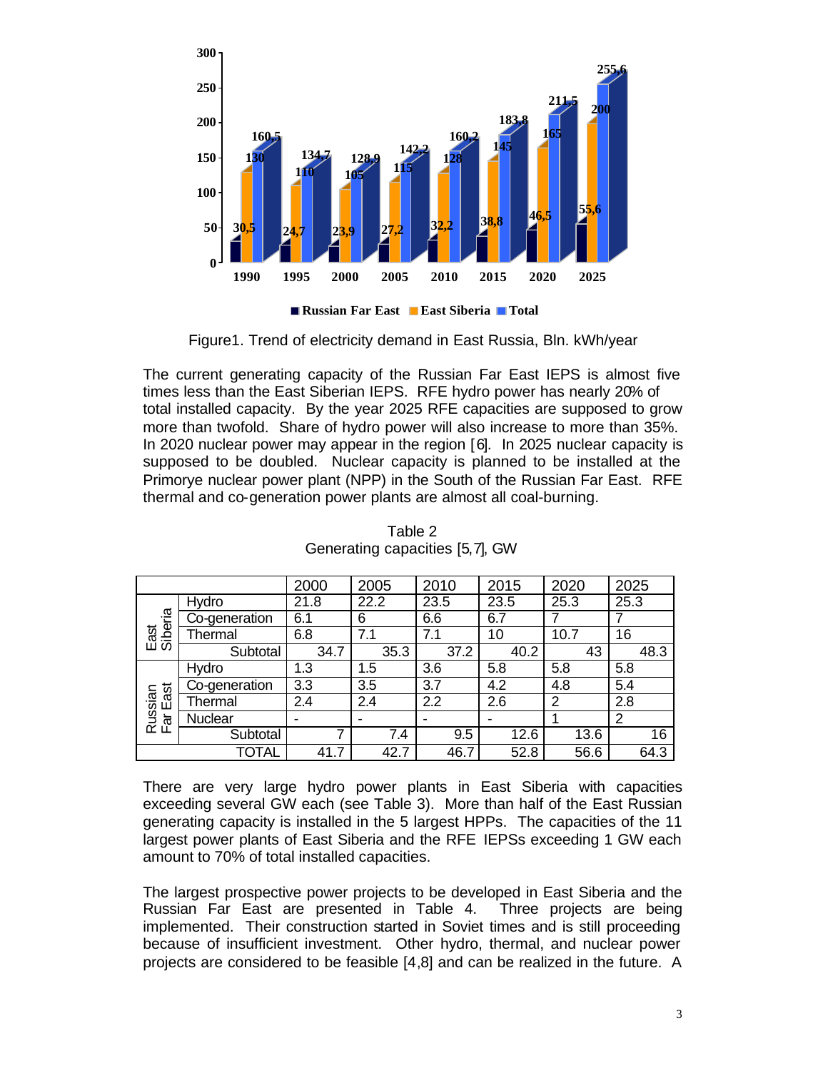300
250
200
150
100
50
0

1990 1995 2000 2005 2010 2015 2020 2025

30,5 130 160,5
24,7 110 134,7
23,9 105 128,9
27,2 115 142,2
32,2 128 160,2
38,8 145 183,8
46,5 165 211,5
55,6 200 255,6

Russian Far East East Siberia Total

Figure1. Trend of electricity demand in East Russia, Bln. kWh/year

The current generating capacity of the Russian Far East IEPS is almost five times less than the East Siberian IEPS. RFE hydro power has nearly 20% of total installed capacity. By the year 2025 RFE capacities are supposed to grow more than twofold. Share of hydro power will also increase to more than 35%. In 2020 nuclear power may appear in the region [6]. In 2025 nuclear capacity is supposed to be doubled. Nuclear capacity is planned to be installed at the Primorye nuclear power plant (NPP) in the South of the Russian Far East. RFE thermal and co-generation power plants are almost all coal-burning.

Table 2
Generating capacities [5,7], GW

| | | 2000 | 2005 | 2010 | 2015 | 2020 | 2025 |
|---|---|---|---|---|---|---|---|
| East Siberia | Hydro | 21.8 | 22.2 | 23.5 | 23.5 | 25.3 | 25.3 |
| | Co-generation | 6.1 | 6 | 6.6 | 6.7 | 7 | 7 |
| | Thermal | 6.8 | 7.1 | 7.1 | 10 | 10.7 | 16 |
| | Subtotal | 34.7 | 35.3 | 37.2 | 40.2 | 43 | 48.3 |
| Russian Far East | Hydro | 1.3 | 1.5 | 3.6 | 5.8 | 5.8 | 5.8 |
| | Co-generation | 3.3 | 3.5 | 3.7 | 4.2 | 4.8 | 5.4 |
| | Thermal | 2.4 | 2.4 | 2.2 | 2.6 | 2 | 2.8 |
| | Nuclear | - | - | - | - | 1 | 2 |
| | Subtotal | 7 | 7.4 | 9.5 | 12.6 | 13.6 | 16 |
| TOTAL | | 41.7 | 42.7 | 46.7 | 52.8 | 56.6 | 64.3 |

There are very large hydro power plants in East Siberia with capacities exceeding several GW each (see Table 3). More than half of the East Russian generating capacity is installed in the 5 largest HPPs. The capacities of the 11 largest power plants of East Siberia and the RFE IEPSs exceeding 1 GW each amount to 70% of total installed capacities.

The largest prospective power projects to be developed in East Siberia and the Russian Far East are presented in Table 4. Three projects are being implemented. Their construction started in Soviet times and is still proceeding because of insufficient investment. Other hydro, thermal, and nuclear power projects are considered to be feasible [4,8] and can be realized in the future. A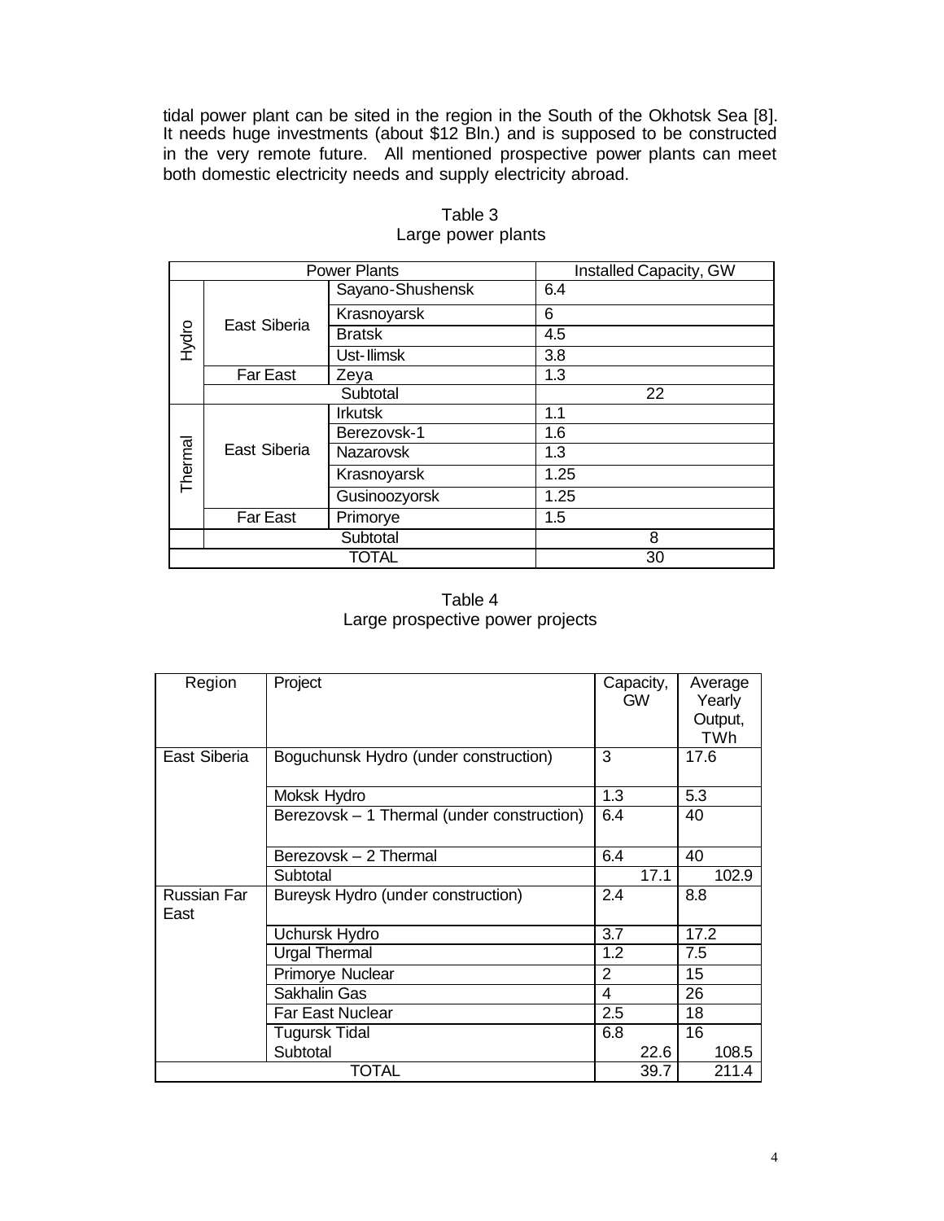tidal power plant can be sited in the region in the South of the Okhotsk Sea [8]. It needs huge investments (about $12 Bln.) and is supposed to be constructed in the very remote future. All mentioned prospective power plants can meet both domestic electricity needs and supply electricity abroad.

Table 3
Large power plants

| Power Plants | | | Installed Capacity, GW |
|---|---|---|---|
| Hydro | East Siberia | Sayano-Shushensk | 6.4 |
| | | Krasnoyarsk | 6 |
| | | Bratsk | 4.5 |
| | | Ust-Ilimsk | 3.8 |
| | Far East | Zeya | 1.3 |
| | Subtotal | | 22 |
| Thermal | East Siberia | Irkutsk | 1.1 |
| | | Berezovsk-1 | 1.6 |
| | | Nazarovsk | 1.3 |
| | | Krasnoyarsk | 1.25 |
| | | Gusinoozyorsk | 1.25 |
| | Far East | Primorye | 1.5 |
| | Subtotal | | 8 |
| TOTAL | | | 30 |

Table 4
Large prospective power projects

| Region | Project | Capacity, GW | Average Yearly Output, TWh |
|---|---|---|---|
| East Siberia | Boguchunsk Hydro (under construction) | 3 | 17.6 |
| | Moksk Hydro | 1.3 | 5.3 |
| | Berezovsk – 1 Thermal (under construction) | 6.4 | 40 |
| | Berezovsk – 2 Thermal | 6.4 | 40 |
| | Subtotal | 17.1 | 102.9 |
| Russian Far East | Bureysk Hydro (under construction) | 2.4 | 8.8 |
| | Uchursk Hydro | 3.7 | 17.2 |
| | Urgal Thermal | 1.2 | 7.5 |
| | Primorye Nuclear | 2 | 15 |
| | Sakhalin Gas | 4 | 26 |
| | Far East Nuclear | 2.5 | 18 |
| | Tugursk Tidal | 6.8 | 16 |
| | Subtotal | 22.6 | 108.5 |
| TOTAL | | 39.7 | 211.4 |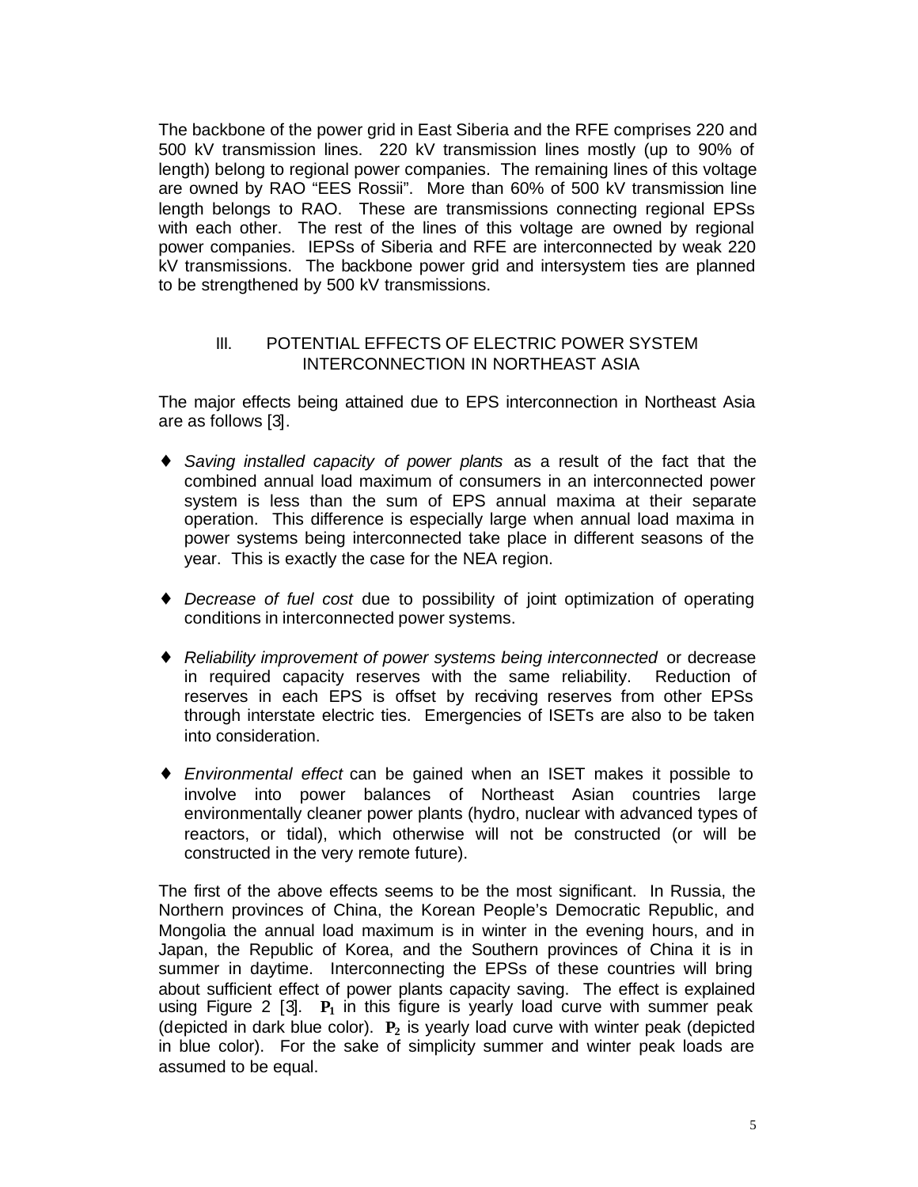The backbone of the power grid in East Siberia and the RFE comprises 220 and 500 kV transmission lines. 220 kV transmission lines mostly (up to 90% of length) belong to regional power companies. The remaining lines of this voltage are owned by RAO "EES Rossii". More than 60% of 500 kV transmission line length belongs to RAO. These are transmissions connecting regional EPSs with each other. The rest of the lines of this voltage are owned by regional power companies. IEPSs of Siberia and RFE are interconnected by weak 220 kV transmissions. The backbone power grid and intersystem ties are planned to be strengthened by 500 kV transmissions.

## III. POTENTIAL EFFECTS OF ELECTRIC POWER SYSTEM INTERCONNECTION IN NORTHEAST ASIA

The major effects being attained due to EPS interconnection in Northeast Asia are as follows [3].

- *Saving installed capacity of power plants* as a result of the fact that the combined annual load maximum of consumers in an interconnected power system is less than the sum of EPS annual maxima at their separate operation. This difference is especially large when annual load maxima in power systems being interconnected take place in different seasons of the year. This is exactly the case for the NEA region.

- *Decrease of fuel cost* due to possibility of joint optimization of operating conditions in interconnected power systems.

- *Reliability improvement of power systems being interconnected* or decrease in required capacity reserves with the same reliability. Reduction of reserves in each EPS is offset by receiving reserves from other EPSs through interstate electric ties. Emergencies of ISETs are also to be taken into consideration.

- *Environmental effect* can be gained when an ISET makes it possible to involve into power balances of Northeast Asian countries large environmentally cleaner power plants (hydro, nuclear with advanced types of reactors, or tidal), which otherwise will not be constructed (or will be constructed in the very remote future).

The first of the above effects seems to be the most significant. In Russia, the Northern provinces of China, the Korean People's Democratic Republic, and Mongolia the annual load maximum is in winter in the evening hours, and in Japan, the Republic of Korea, and the Southern provinces of China it is in summer in daytime. Interconnecting the EPSs of these countries will bring about sufficient effect of power plants capacity saving. The effect is explained using Figure 2 [3]. $\mathbf{P_1}$ in this figure is yearly load curve with summer peak (depicted in dark blue color). $\mathbf{P_2}$ is yearly load curve with winter peak (depicted in blue color). For the sake of simplicity summer and winter peak loads are assumed to be equal.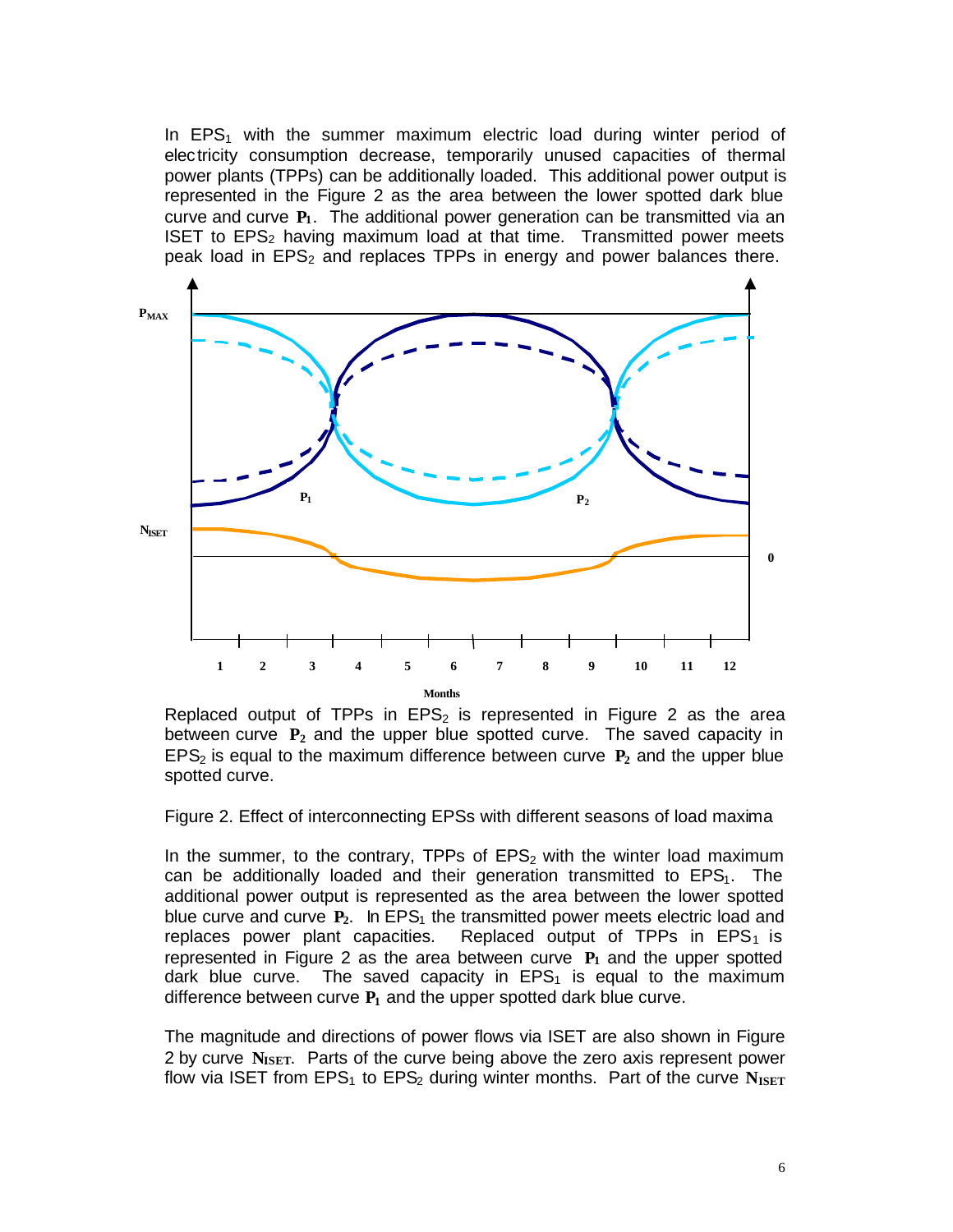In $EPS_1$ with the summer maximum electric load during winter period of electricity consumption decrease, temporarily unused capacities of thermal power plants (TPPs) can be additionally loaded. This additional power output is represented in the Figure 2 as the area between the lower spotted dark blue curve and curve $\mathbf{P_1}$. The additional power generation can be transmitted via an ISET to $EPS_2$ having maximum load at that time. Transmitted power meets peak load in $EPS_2$ and replaces TPPs in energy and power balances there.

$P_{MAX}$

$P_1$

$P_2$

$N_{ISET}$

0

1 2 3 4 5 6 7 8 9 10 11 12

Months

Replaced output of TPPs in $EPS_2$ is represented in Figure 2 as the area between curve $\mathbf{P_2}$ and the upper blue spotted curve. The saved capacity in $EPS_2$ is equal to the maximum difference between curve $\mathbf{P_2}$ and the upper blue spotted curve.

Figure 2. Effect of interconnecting EPSs with different seasons of load maxima

In the summer, to the contrary, TPPs of $EPS_2$ with the winter load maximum can be additionally loaded and their generation transmitted to $EPS_1$. The additional power output is represented as the area between the lower spotted blue curve and curve $\mathbf{P_2}$. In $EPS_1$ the transmitted power meets electric load and replaces power plant capacities. Replaced output of TPPs in $EPS_1$ is represented in Figure 2 as the area between curve $\mathbf{P_1}$ and the upper spotted dark blue curve. The saved capacity in $EPS_1$ is equal to the maximum difference between curve $\mathbf{P_1}$ and the upper spotted dark blue curve.

The magnitude and directions of power flows via ISET are also shown in Figure 2 by curve $\mathbf{N_{ISET}}$. Parts of the curve being above the zero axis represent power flow via ISET from $EPS_1$ to $EPS_2$ during winter months. Part of the curve $\mathbf{N_{ISET}}$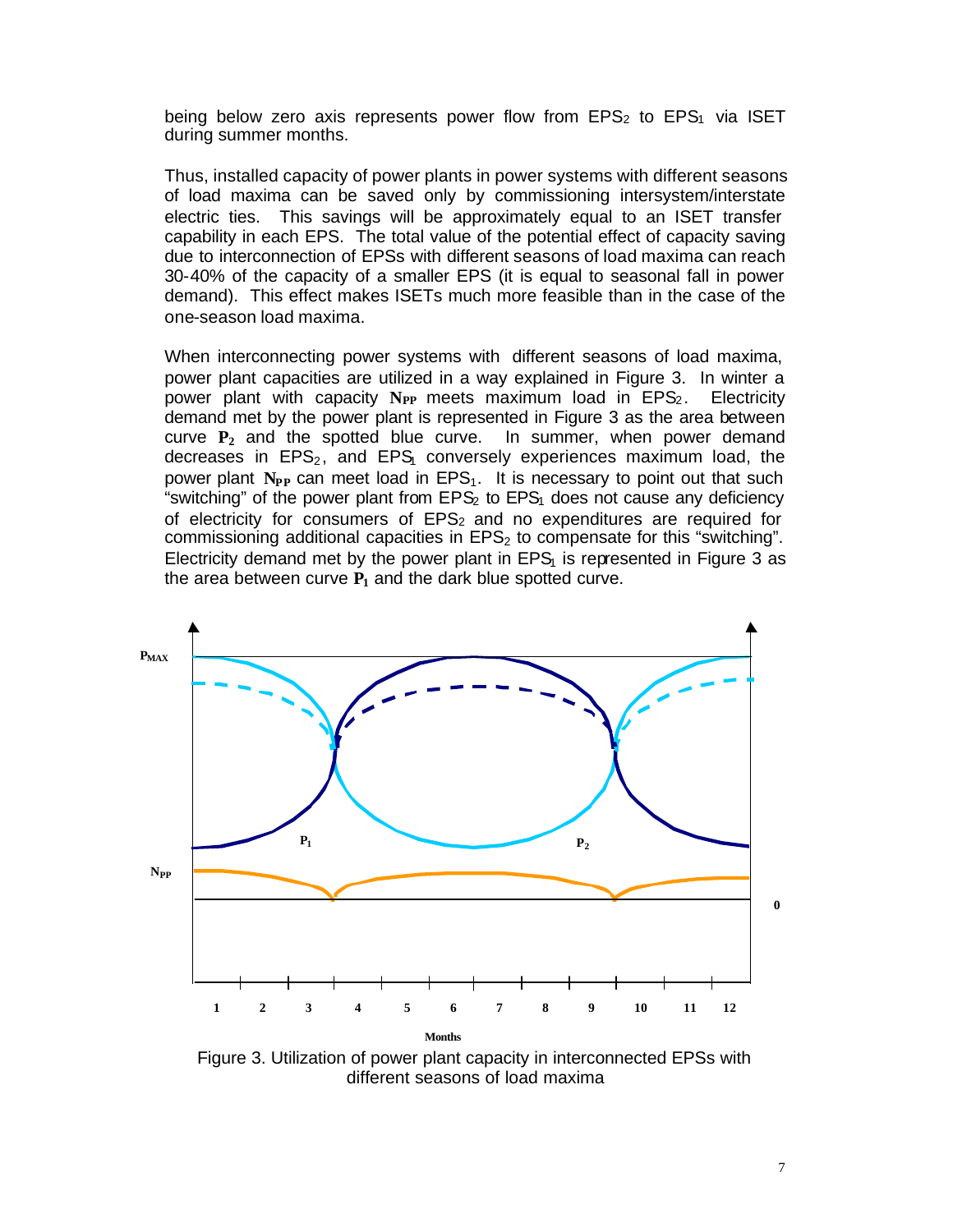being below zero axis represents power flow from $EPS_2$ to $EPS_1$ via ISET during summer months.

Thus, installed capacity of power plants in power systems with different seasons of load maxima can be saved only by commissioning intersystem/interstate electric ties. This savings will be approximately equal to an ISET transfer capability in each EPS. The total value of the potential effect of capacity saving due to interconnection of EPSs with different seasons of load maxima can reach 30-40% of the capacity of a smaller EPS (it is equal to seasonal fall in power demand). This effect makes ISETs much more feasible than in the case of the one-season load maxima.

When interconnecting power systems with different seasons of load maxima, power plant capacities are utilized in a way explained in Figure 3. In winter a power plant with capacity $N_{PP}$ meets maximum load in $EPS_2$. Electricity demand met by the power plant is represented in Figure 3 as the area between curve $P_2$ and the spotted blue curve. In summer, when power demand decreases in $EPS_2$, and $EPS_1$ conversely experiences maximum load, the power plant $N_{PP}$ can meet load in $EPS_1$. It is necessary to point out that such "switching" of the power plant from $EPS_2$ to $EPS_1$ does not cause any deficiency of electricity for consumers of $EPS_2$ and no expenditures are required for commissioning additional capacities in $EPS_2$ to compensate for this "switching". Electricity demand met by the power plant in $EPS_1$ is represented in Figure 3 as the area between curve $P_1$ and the dark blue spotted curve.

$P_{MAX}$

$P_1$

$P_2$

$N_{PP}$

0

1 2 3 4 5 6 7 8 9 10 11 12

Months

Figure 3. Utilization of power plant capacity in interconnected EPSs with different seasons of load maxima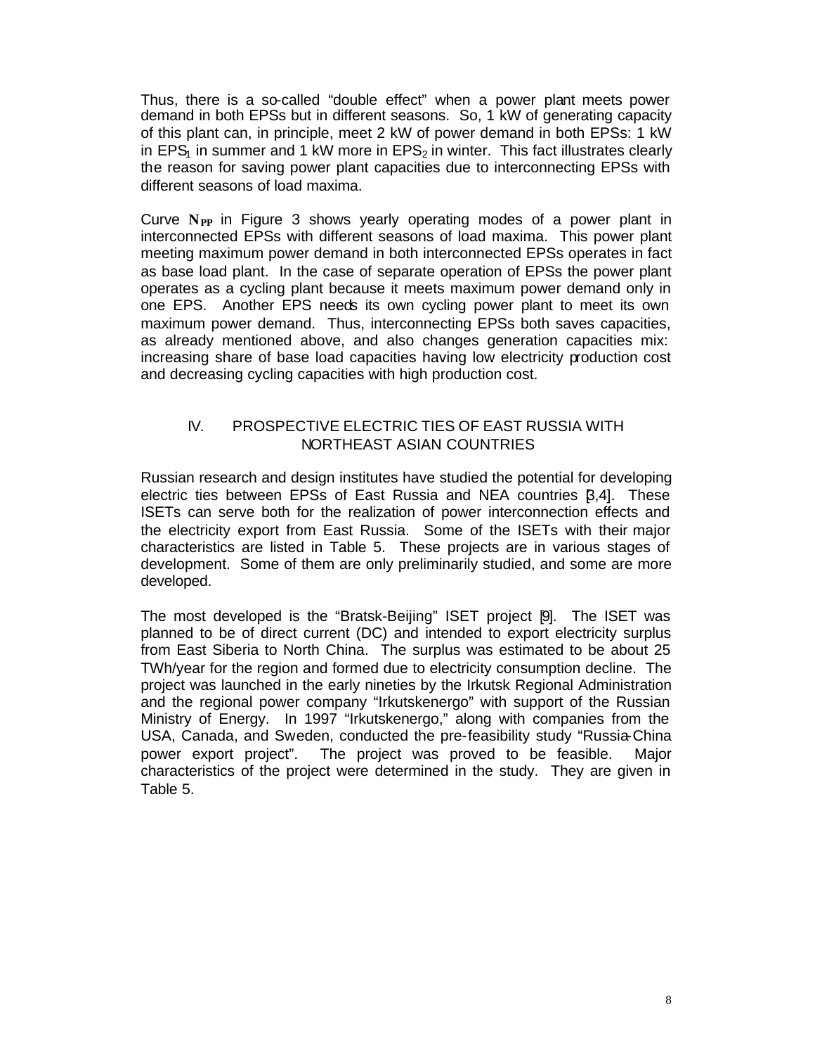Thus, there is a so-called "double effect" when a power plant meets power demand in both EPSs but in different seasons. So, 1 kW of generating capacity of this plant can, in principle, meet 2 kW of power demand in both EPSs: 1 kW in $EPS_1$ in summer and 1 kW more in $EPS_2$ in winter. This fact illustrates clearly the reason for saving power plant capacities due to interconnecting EPSs with different seasons of load maxima.

Curve $\mathbf{N_{PP}}$ in Figure 3 shows yearly operating modes of a power plant in interconnected EPSs with different seasons of load maxima. This power plant meeting maximum power demand in both interconnected EPSs operates in fact as base load plant. In the case of separate operation of EPSs the power plant operates as a cycling plant because it meets maximum power demand only in one EPS. Another EPS needs its own cycling power plant to meet its own maximum power demand. Thus, interconnecting EPSs both saves capacities, as already mentioned above, and also changes generation capacities mix: increasing share of base load capacities having low electricity production cost and decreasing cycling capacities with high production cost.

## IV. PROSPECTIVE ELECTRIC TIES OF EAST RUSSIA WITH NORTHEAST ASIAN COUNTRIES

Russian research and design institutes have studied the potential for developing electric ties between EPSs of East Russia and NEA countries [3,4]. These ISETs can serve both for the realization of power interconnection effects and the electricity export from East Russia. Some of the ISETs with their major characteristics are listed in Table 5. These projects are in various stages of development. Some of them are only preliminarily studied, and some are more developed.

The most developed is the "Bratsk-Beijing" ISET project [9]. The ISET was planned to be of direct current (DC) and intended to export electricity surplus from East Siberia to North China. The surplus was estimated to be about 25 TWh/year for the region and formed due to electricity consumption decline. The project was launched in the early nineties by the Irkutsk Regional Administration and the regional power company "Irkutskenergo" with support of the Russian Ministry of Energy. In 1997 "Irkutskenergo," along with companies from the USA, Canada, and Sweden, conducted the pre-feasibility study "Russia-China power export project". The project was proved to be feasible. Major characteristics of the project were determined in the study. They are given in Table 5.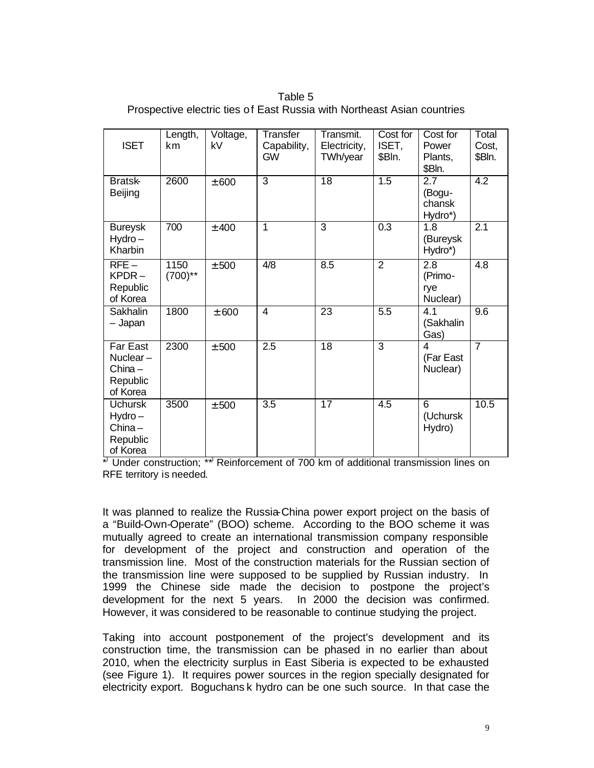Table 5
Prospective electric ties of East Russia with Northeast Asian countries

| ISET | Length, km | Voltage, kV | Transfer Capability, GW | Transmit. Electricity, TWh/year | Cost for ISET, \$Bln. | Cost for Power Plants, \$Bln. | Total Cost, \$Bln. |
|---|---|---|---|---|---|---|---|
| Bratsk-Beijing | 2600 | ±600 | 3 | 18 | 1.5 | 2.7 (Boguchansk Hydro*) | 4.2 |
| Bureysk Hydro – Kharbin | 700 | ±400 | 1 | 3 | 0.3 | 1.8 (Bureysk Hydro*) | 2.1 |
| RFE – KPDR – Republic of Korea | 1150 (700)** | ±500 | 4/8 | 8.5 | 2 | 2.8 (Primorye Nuclear) | 4.8 |
| Sakhalin – Japan | 1800 | ±600 | 4 | 23 | 5.5 | 4.1 (Sakhalin Gas) | 9.6 |
| Far East Nuclear – China – Republic of Korea | 2300 | ±500 | 2.5 | 18 | 3 | 4 (Far East Nuclear) | 7 |
| Uchursk Hydro – China – Republic of Korea | 3500 | ±500 | 3.5 | 17 | 4.5 | 6 (Uchursk Hydro) | 10.5 |

*) Under construction; **) Reinforcement of 700 km of additional transmission lines on RFE territory is needed.

It was planned to realize the Russia-China power export project on the basis of a "Build-Own-Operate" (BOO) scheme. According to the BOO scheme it was mutually agreed to create an international transmission company responsible for development of the project and construction and operation of the transmission line. Most of the construction materials for the Russian section of the transmission line were supposed to be supplied by Russian industry. In 1999 the Chinese side made the decision to postpone the project's development for the next 5 years. In 2000 the decision was confirmed. However, it was considered to be reasonable to continue studying the project.

Taking into account postponement of the project's development and its construction time, the transmission can be phased in no earlier than about 2010, when the electricity surplus in East Siberia is expected to be exhausted (see Figure 1). It requires power sources in the region specially designated for electricity export. Boguchansk hydro can be one such source. In that case the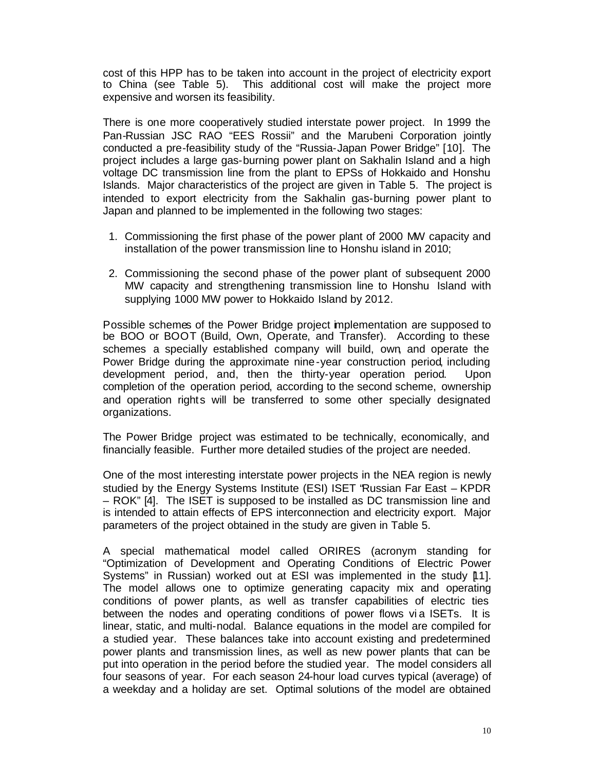cost of this HPP has to be taken into account in the project of electricity export to China (see Table 5). This additional cost will make the project more expensive and worsen its feasibility.

There is one more cooperatively studied interstate power project. In 1999 the Pan-Russian JSC RAO "EES Rossii" and the Marubeni Corporation jointly conducted a pre-feasibility study of the "Russia-Japan Power Bridge" [10]. The project includes a large gas-burning power plant on Sakhalin Island and a high voltage DC transmission line from the plant to EPSs of Hokkaido and Honshu Islands. Major characteristics of the project are given in Table 5. The project is intended to export electricity from the Sakhalin gas-burning power plant to Japan and planned to be implemented in the following two stages:

1. Commissioning the first phase of the power plant of 2000 MW capacity and installation of the power transmission line to Honshu island in 2010;

2. Commissioning the second phase of the power plant of subsequent 2000 MW capacity and strengthening transmission line to Honshu Island with supplying 1000 MW power to Hokkaido Island by 2012.

Possible schemes of the Power Bridge project implementation are supposed to be BOO or BOOT (Build, Own, Operate, and Transfer). According to these schemes a specially established company will build, own, and operate the Power Bridge during the approximate nine-year construction period, including development period, and, then the thirty-year operation period. Upon completion of the operation period, according to the second scheme, ownership and operation rights will be transferred to some other specially designated organizations.

The Power Bridge project was estimated to be technically, economically, and financially feasible. Further more detailed studies of the project are needed.

One of the most interesting interstate power projects in the NEA region is newly studied by the Energy Systems Institute (ESI) ISET "Russian Far East – KPDR – ROK" [4]. The ISET is supposed to be installed as DC transmission line and is intended to attain effects of EPS interconnection and electricity export. Major parameters of the project obtained in the study are given in Table 5.

A special mathematical model called ORIRES (acronym standing for "Optimization of Development and Operating Conditions of Electric Power Systems" in Russian) worked out at ESI was implemented in the study [11]. The model allows one to optimize generating capacity mix and operating conditions of power plants, as well as transfer capabilities of electric ties between the nodes and operating conditions of power flows via ISETs. It is linear, static, and multi-nodal. Balance equations in the model are compiled for a studied year. These balances take into account existing and predetermined power plants and transmission lines, as well as new power plants that can be put into operation in the period before the studied year. The model considers all four seasons of year. For each season 24-hour load curves typical (average) of a weekday and a holiday are set. Optimal solutions of the model are obtained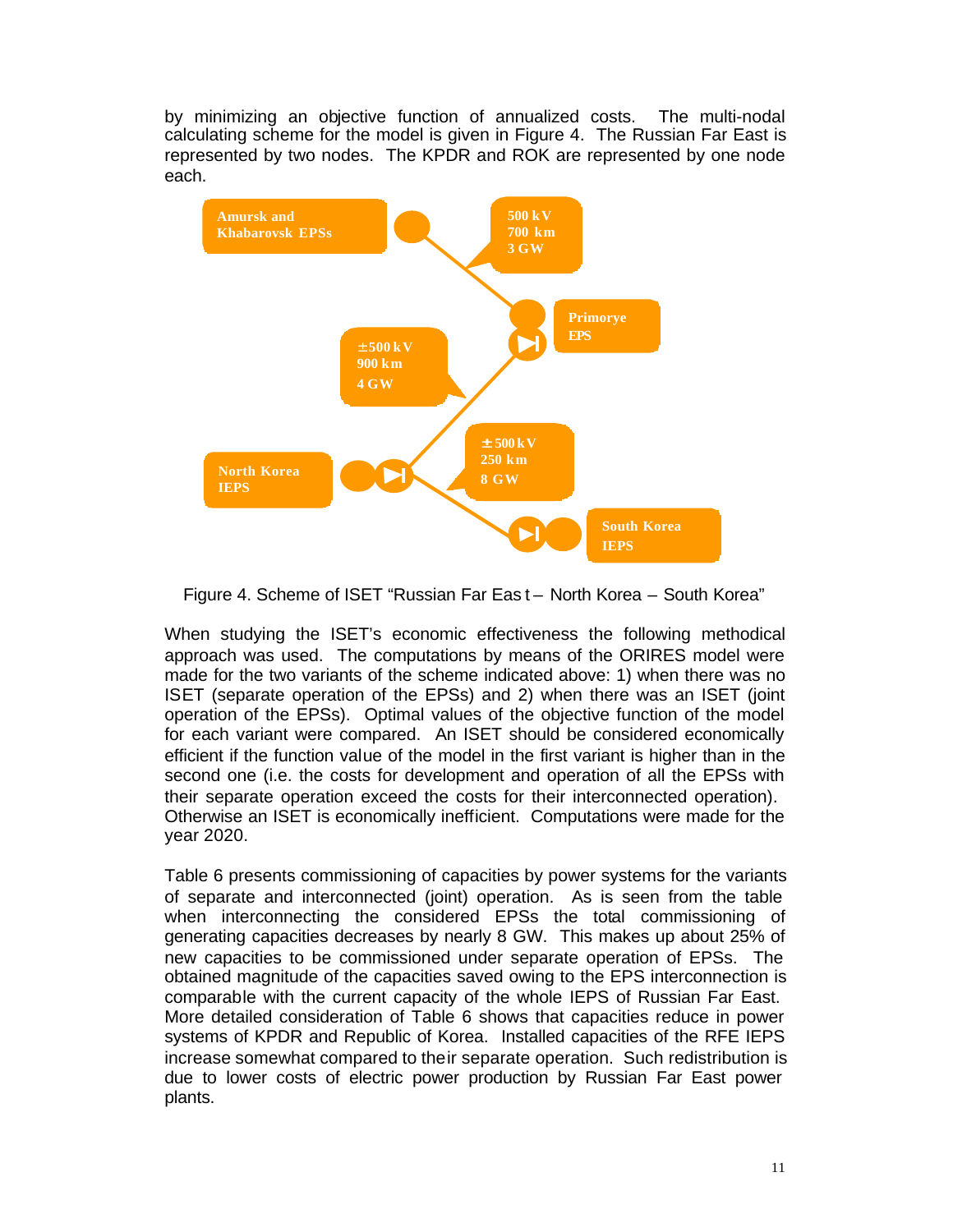by minimizing an objective function of annualized costs. The multi-nodal calculating scheme for the model is given in Figure 4. The Russian Far East is represented by two nodes. The KPDR and ROK are represented by one node each.

Amursk and Khabarovsk EPSs

500 kV
700 km
3 GW

Primorye EPS

±500 kV
900 km
4 GW

±500 kV
250 km
8 GW

North Korea IEPS

South Korea IEPS

Figure 4. Scheme of ISET "Russian Far East – North Korea – South Korea"

When studying the ISET's economic effectiveness the following methodical approach was used. The computations by means of the ORIRES model were made for the two variants of the scheme indicated above: 1) when there was no ISET (separate operation of the EPSs) and 2) when there was an ISET (joint operation of the EPSs). Optimal values of the objective function of the model for each variant were compared. An ISET should be considered economically efficient if the function value of the model in the first variant is higher than in the second one (i.e. the costs for development and operation of all the EPSs with their separate operation exceed the costs for their interconnected operation). Otherwise an ISET is economically inefficient. Computations were made for the year 2020.

Table 6 presents commissioning of capacities by power systems for the variants of separate and interconnected (joint) operation. As is seen from the table when interconnecting the considered EPSs the total commissioning of generating capacities decreases by nearly 8 GW. This makes up about 25% of new capacities to be commissioned under separate operation of EPSs. The obtained magnitude of the capacities saved owing to the EPS interconnection is comparable with the current capacity of the whole IEPS of Russian Far East. More detailed consideration of Table 6 shows that capacities reduce in power systems of KPDR and Republic of Korea. Installed capacities of the RFE IEPS increase somewhat compared to their separate operation. Such redistribution is due to lower costs of electric power production by Russian Far East power plants.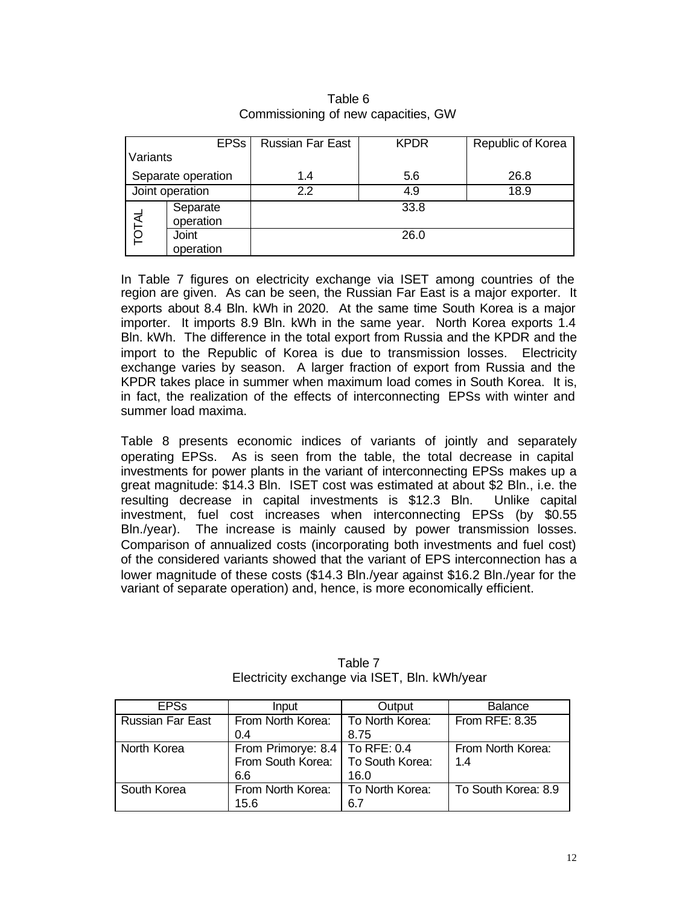Table 6
Commissioning of new capacities, GW

| EPSs / Variants | | Russian Far East | KPDR | Republic of Korea |
|---|---|---|---|---|
| Separate operation | | 1.4 | 5.6 | 26.8 |
| Joint operation | | 2.2 | 4.9 | 18.9 |
| TOTAL | Separate operation | 33.8 | | |
| | Joint operation | 26.0 | | |

In Table 7 figures on electricity exchange via ISET among countries of the region are given. As can be seen, the Russian Far East is a major exporter. It exports about 8.4 Bln. kWh in 2020. At the same time South Korea is a major importer. It imports 8.9 Bln. kWh in the same year. North Korea exports 1.4 Bln. kWh. The difference in the total export from Russia and the KPDR and the import to the Republic of Korea is due to transmission losses. Electricity exchange varies by season. A larger fraction of export from Russia and the KPDR takes place in summer when maximum load comes in South Korea. It is, in fact, the realization of the effects of interconnecting EPSs with winter and summer load maxima.

Table 8 presents economic indices of variants of jointly and separately operating EPSs. As is seen from the table, the total decrease in capital investments for power plants in the variant of interconnecting EPSs makes up a great magnitude: $14.3 Bln. ISET cost was estimated at about $2 Bln., i.e. the resulting decrease in capital investments is $12.3 Bln. Unlike capital investment, fuel cost increases when interconnecting EPSs (by $0.55 Bln./year). The increase is mainly caused by power transmission losses. Comparison of annualized costs (incorporating both investments and fuel cost) of the considered variants showed that the variant of EPS interconnection has a lower magnitude of these costs ($14.3 Bln./year against $16.2 Bln./year for the variant of separate operation) and, hence, is more economically efficient.

Table 7
Electricity exchange via ISET, Bln. kWh/year

| EPSs | Input | Output | Balance |
|---|---|---|---|
| Russian Far East | From North Korea: 0.4 | To North Korea: 8.75 | From RFE: 8.35 |
| North Korea | From Primorye: 8.4<br>From South Korea: 6.6 | To RFE: 0.4<br>To South Korea: 16.0 | From North Korea: 1.4 |
| South Korea | From North Korea: 15.6 | To North Korea: 6.7 | To South Korea: 8.9 |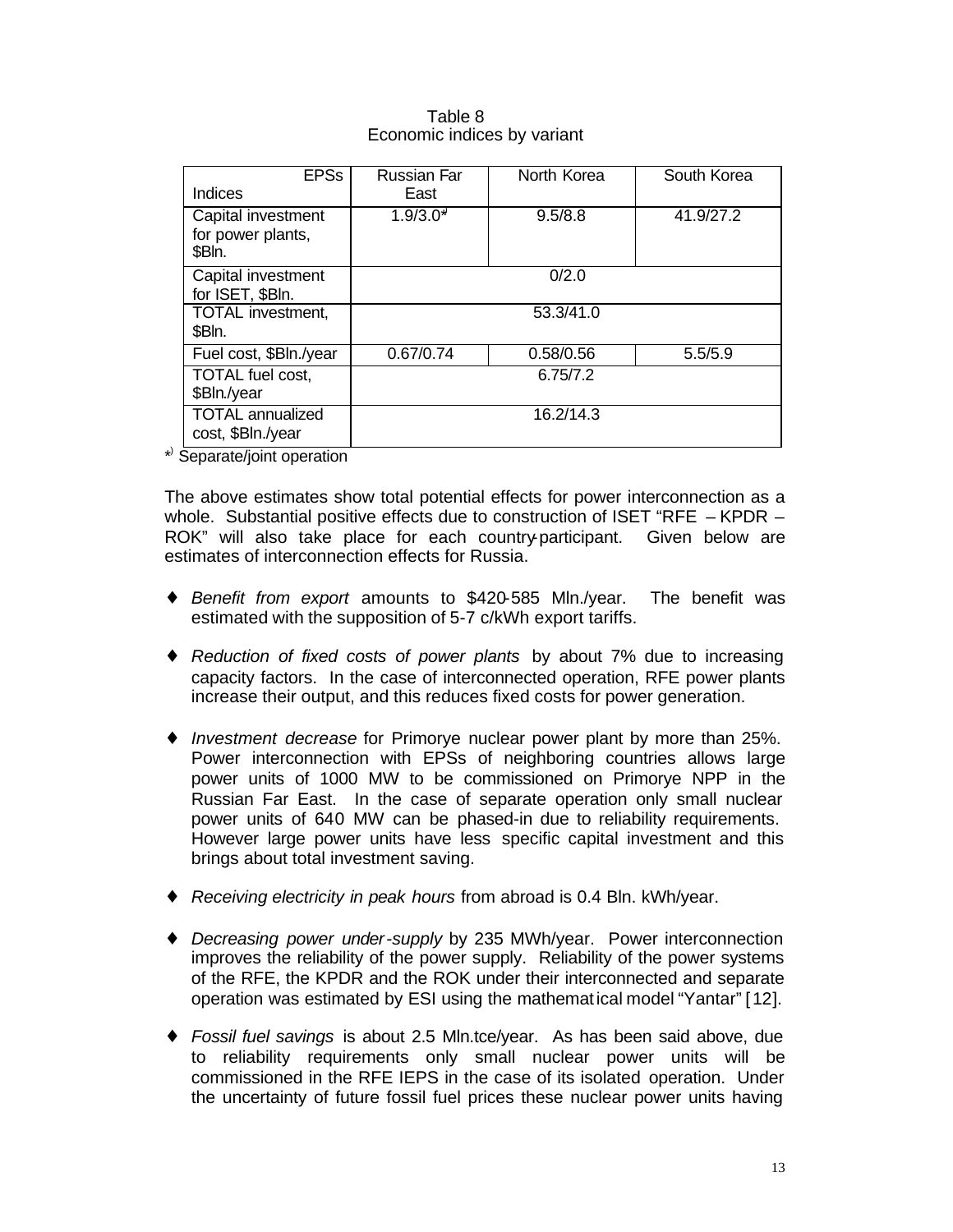Table 8
Economic indices by variant

| EPSs<br>Indices | Russian Far East | North Korea | South Korea |
|---|---|---|---|
| Capital investment for power plants, $Bln. | 1.9/3.0*) | 9.5/8.8 | 41.9/27.2 |
| Capital investment for ISET, $Bln. | 0/2.0 | | |
| TOTAL investment, $Bln. | 53.3/41.0 | | |
| Fuel cost, $Bln./year | 0.67/0.74 | 0.58/0.56 | 5.5/5.9 |
| TOTAL fuel cost, $Bln./year | 6.75/7.2 | | |
| TOTAL annualized cost, $Bln./year | 16.2/14.3 | | |

*) Separate/joint operation

The above estimates show total potential effects for power interconnection as a whole. Substantial positive effects due to construction of ISET "RFE – KPDR – ROK" will also take place for each country-participant. Given below are estimates of interconnection effects for Russia.

- *Benefit from export* amounts to $420-585 Mln./year. The benefit was estimated with the supposition of 5-7 c/kWh export tariffs.

- *Reduction of fixed costs of power plants* by about 7% due to increasing capacity factors. In the case of interconnected operation, RFE power plants increase their output, and this reduces fixed costs for power generation.

- *Investment decrease* for Primorye nuclear power plant by more than 25%. Power interconnection with EPSs of neighboring countries allows large power units of 1000 MW to be commissioned on Primorye NPP in the Russian Far East. In the case of separate operation only small nuclear power units of 640 MW can be phased-in due to reliability requirements. However large power units have less specific capital investment and this brings about total investment saving.

- *Receiving electricity in peak hours* from abroad is 0.4 Bln. kWh/year.

- *Decreasing power under-supply* by 235 MWh/year. Power interconnection improves the reliability of the power supply. Reliability of the power systems of the RFE, the KPDR and the ROK under their interconnected and separate operation was estimated by ESI using the mathematical model "Yantar" [12].

- *Fossil fuel savings* is about 2.5 Mln.tce/year. As has been said above, due to reliability requirements only small nuclear power units will be commissioned in the RFE IEPS in the case of its isolated operation. Under the uncertainty of future fossil fuel prices these nuclear power units having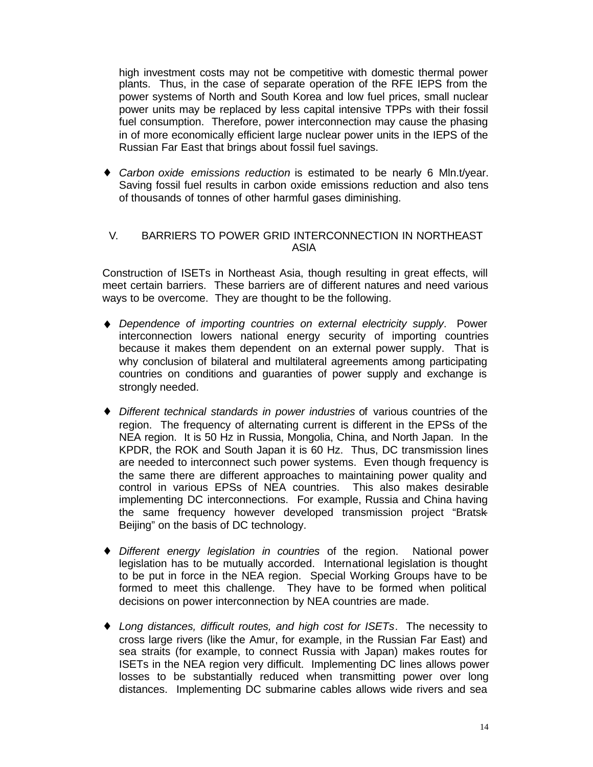high investment costs may not be competitive with domestic thermal power plants. Thus, in the case of separate operation of the RFE IEPS from the power systems of North and South Korea and low fuel prices, small nuclear power units may be replaced by less capital intensive TPPs with their fossil fuel consumption. Therefore, power interconnection may cause the phasing in of more economically efficient large nuclear power units in the IEPS of the Russian Far East that brings about fossil fuel savings.

- *Carbon oxide emissions reduction* is estimated to be nearly 6 Mln.t/year. Saving fossil fuel results in carbon oxide emissions reduction and also tens of thousands of tonnes of other harmful gases diminishing.

## V. BARRIERS TO POWER GRID INTERCONNECTION IN NORTHEAST ASIA

Construction of ISETs in Northeast Asia, though resulting in great effects, will meet certain barriers. These barriers are of different natures and need various ways to be overcome. They are thought to be the following.

- *Dependence of importing countries on external electricity supply*. Power interconnection lowers national energy security of importing countries because it makes them dependent on an external power supply. That is why conclusion of bilateral and multilateral agreements among participating countries on conditions and guaranties of power supply and exchange is strongly needed.

- *Different technical standards in power industries* of various countries of the region. The frequency of alternating current is different in the EPSs of the NEA region. It is 50 Hz in Russia, Mongolia, China, and North Japan. In the KPDR, the ROK and South Japan it is 60 Hz. Thus, DC transmission lines are needed to interconnect such power systems. Even though frequency is the same there are different approaches to maintaining power quality and control in various EPSs of NEA countries. This also makes desirable implementing DC interconnections. For example, Russia and China having the same frequency however developed transmission project "Bratsk-Beijing" on the basis of DC technology.

- *Different energy legislation in countries* of the region. National power legislation has to be mutually accorded. International legislation is thought to be put in force in the NEA region. Special Working Groups have to be formed to meet this challenge. They have to be formed when political decisions on power interconnection by NEA countries are made.

- *Long distances, difficult routes, and high cost for ISETs*. The necessity to cross large rivers (like the Amur, for example, in the Russian Far East) and sea straits (for example, to connect Russia with Japan) makes routes for ISETs in the NEA region very difficult. Implementing DC lines allows power losses to be substantially reduced when transmitting power over long distances. Implementing DC submarine cables allows wide rivers and sea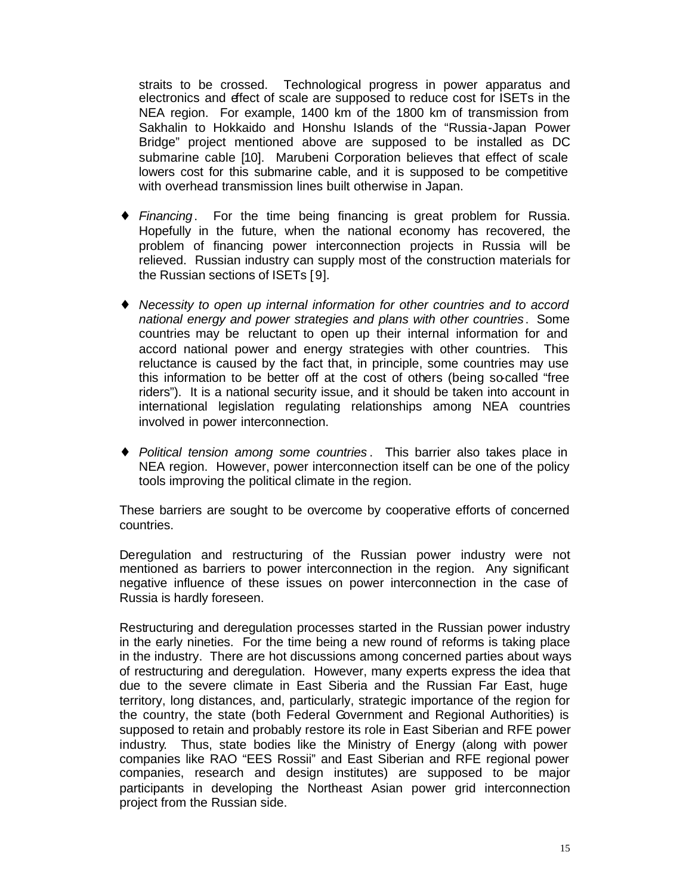straits to be crossed. Technological progress in power apparatus and electronics and effect of scale are supposed to reduce cost for ISETs in the NEA region. For example, 1400 km of the 1800 km of transmission from Sakhalin to Hokkaido and Honshu Islands of the "Russia-Japan Power Bridge" project mentioned above are supposed to be installed as DC submarine cable [10]. Marubeni Corporation believes that effect of scale lowers cost for this submarine cable, and it is supposed to be competitive with overhead transmission lines built otherwise in Japan.

- *Financing*. For the time being financing is great problem for Russia. Hopefully in the future, when the national economy has recovered, the problem of financing power interconnection projects in Russia will be relieved. Russian industry can supply most of the construction materials for the Russian sections of ISETs [9].

- *Necessity to open up internal information for other countries and to accord national energy and power strategies and plans with other countries*. Some countries may be reluctant to open up their internal information for and accord national power and energy strategies with other countries. This reluctance is caused by the fact that, in principle, some countries may use this information to be better off at the cost of others (being so-called "free riders"). It is a national security issue, and it should be taken into account in international legislation regulating relationships among NEA countries involved in power interconnection.

- *Political tension among some countries*. This barrier also takes place in NEA region. However, power interconnection itself can be one of the policy tools improving the political climate in the region.

These barriers are sought to be overcome by cooperative efforts of concerned countries.

Deregulation and restructuring of the Russian power industry were not mentioned as barriers to power interconnection in the region. Any significant negative influence of these issues on power interconnection in the case of Russia is hardly foreseen.

Restructuring and deregulation processes started in the Russian power industry in the early nineties. For the time being a new round of reforms is taking place in the industry. There are hot discussions among concerned parties about ways of restructuring and deregulation. However, many experts express the idea that due to the severe climate in East Siberia and the Russian Far East, huge territory, long distances, and, particularly, strategic importance of the region for the country, the state (both Federal Government and Regional Authorities) is supposed to retain and probably restore its role in East Siberian and RFE power industry. Thus, state bodies like the Ministry of Energy (along with power companies like RAO "EES Rossii" and East Siberian and RFE regional power companies, research and design institutes) are supposed to be major participants in developing the Northeast Asian power grid interconnection project from the Russian side.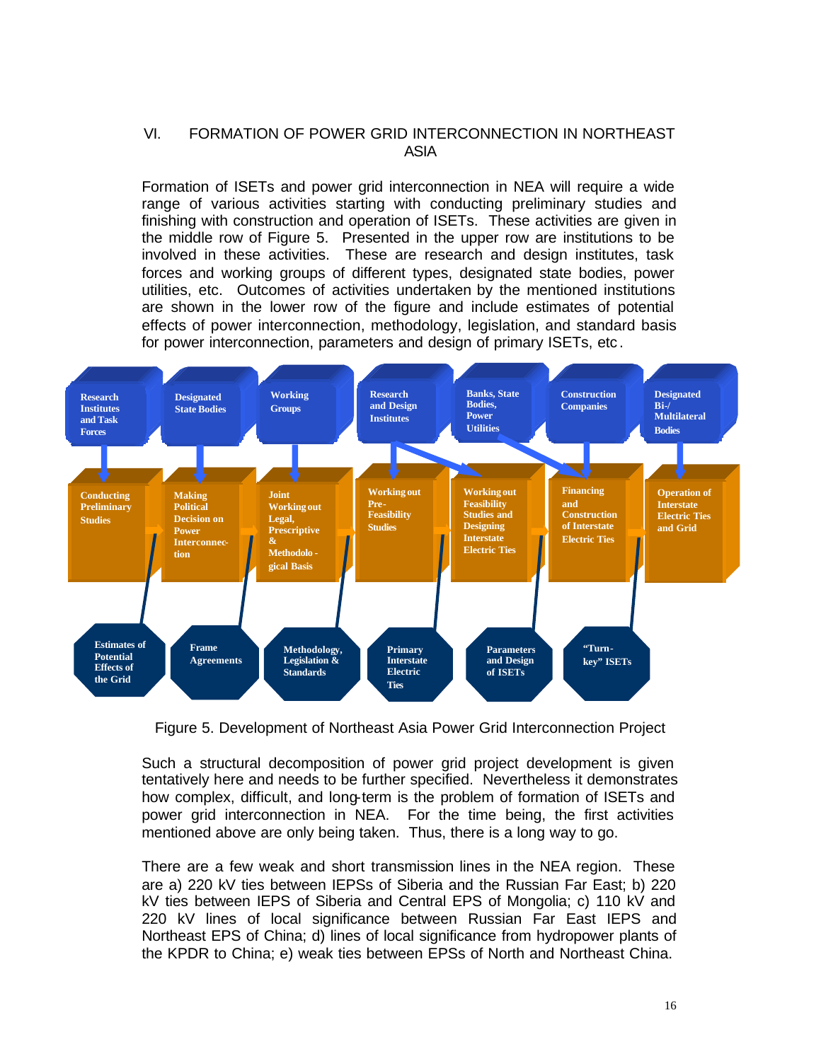## VI. FORMATION OF POWER GRID INTERCONNECTION IN NORTHEAST ASIA

Formation of ISETs and power grid interconnection in NEA will require a wide range of various activities starting with conducting preliminary studies and finishing with construction and operation of ISETs. These activities are given in the middle row of Figure 5. Presented in the upper row are institutions to be involved in these activities. These are research and design institutes, task forces and working groups of different types, designated state bodies, power utilities, etc. Outcomes of activities undertaken by the mentioned institutions are shown in the lower row of the figure and include estimates of potential effects of power interconnection, methodology, legislation, and standard basis for power interconnection, parameters and design of primary ISETs, etc.

Research Institutes and Task Forces
Designated State Bodies
Working Groups
Research and Design Institutes
Banks, State Bodies, Power Utilities
Construction Companies
Designated Bi-/ Multilateral Bodies

Conducting Preliminary Studies
Making Political Decision on Power Interconnection
Joint Working out Legal, Prescriptive & Methodological Basis
Working out Pre-Feasibility Studies
Working out Feasibility Studies and Designing Interstate Electric Ties
Financing and Construction of Interstate Electric Ties
Operation of Interstate Electric Ties and Grid

Estimates of Potential Effects of the Grid
Frame Agreements
Methodology, Legislation & Standards
Primary Interstate Electric Ties
Parameters and Design of ISETs
"Turn-key" ISETs

Figure 5. Development of Northeast Asia Power Grid Interconnection Project

Such a structural decomposition of power grid project development is given tentatively here and needs to be further specified. Nevertheless it demonstrates how complex, difficult, and long-term is the problem of formation of ISETs and power grid interconnection in NEA. For the time being, the first activities mentioned above are only being taken. Thus, there is a long way to go.

There are a few weak and short transmission lines in the NEA region. These are a) 220 kV ties between IEPSs of Siberia and the Russian Far East; b) 220 kV ties between IEPS of Siberia and Central EPS of Mongolia; c) 110 kV and 220 kV lines of local significance between Russian Far East IEPS and Northeast EPS of China; d) lines of local significance from hydropower plants of the KPDR to China; e) weak ties between EPSs of North and Northeast China.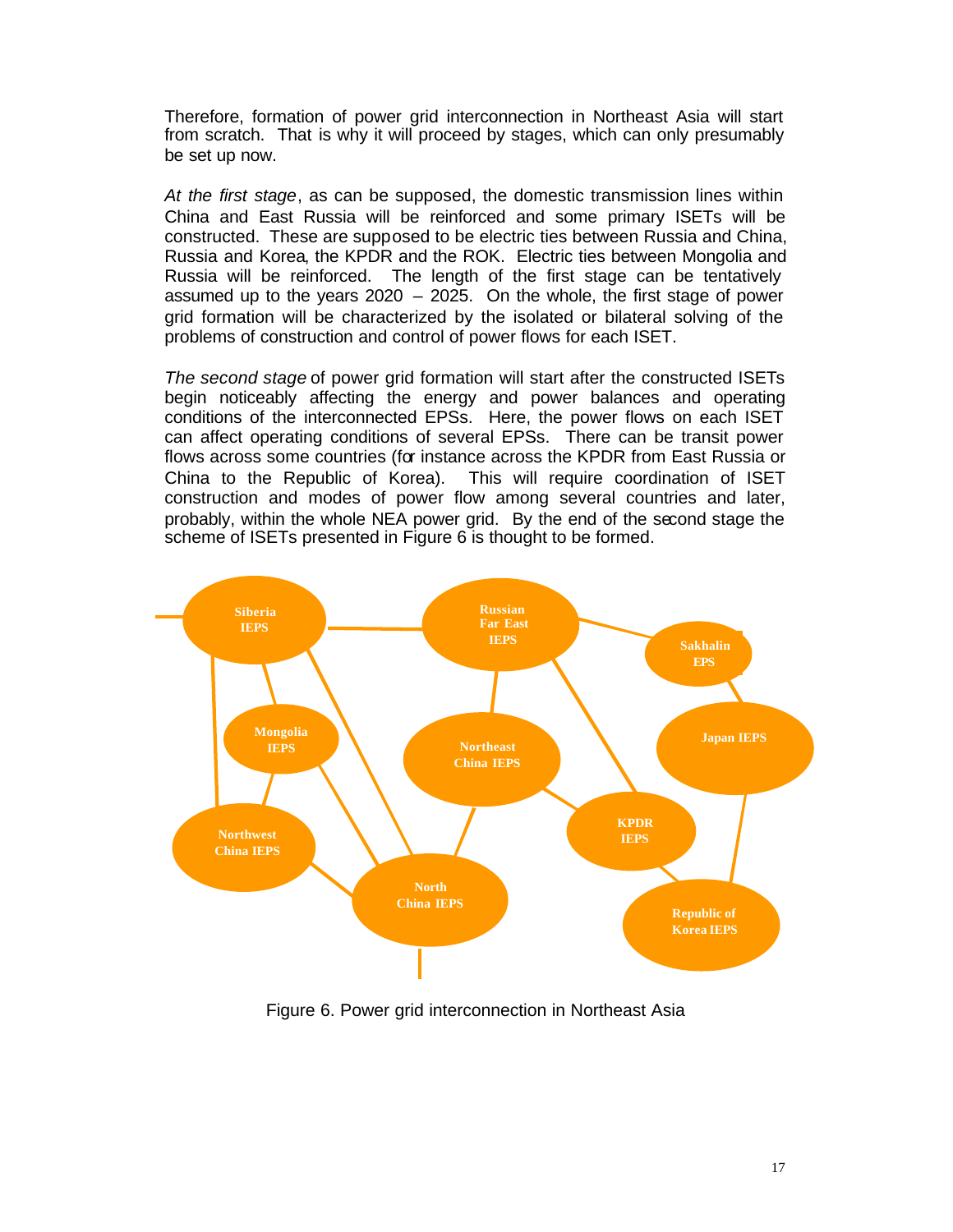Therefore, formation of power grid interconnection in Northeast Asia will start from scratch. That is why it will proceed by stages, which can only presumably be set up now.

*At the first stage*, as can be supposed, the domestic transmission lines within China and East Russia will be reinforced and some primary ISETs will be constructed. These are supposed to be electric ties between Russia and China, Russia and Korea, the KPDR and the ROK. Electric ties between Mongolia and Russia will be reinforced. The length of the first stage can be tentatively assumed up to the years 2020 – 2025. On the whole, the first stage of power grid formation will be characterized by the isolated or bilateral solving of the problems of construction and control of power flows for each ISET.

*The second stage* of power grid formation will start after the constructed ISETs begin noticeably affecting the energy and power balances and operating conditions of the interconnected EPSs. Here, the power flows on each ISET can affect operating conditions of several EPSs. There can be transit power flows across some countries (for instance across the KPDR from East Russia or China to the Republic of Korea). This will require coordination of ISET construction and modes of power flow among several countries and later, probably, within the whole NEA power grid. By the end of the second stage the scheme of ISETs presented in Figure 6 is thought to be formed.

Siberia IEPS
Russian Far East IEPS
Sakhalin EPS
Mongolia IEPS
Northeast China IEPS
Japan IEPS
Northwest China IEPS
KPDR IEPS
North China IEPS
Republic of Korea IEPS

Figure 6. Power grid interconnection in Northeast Asia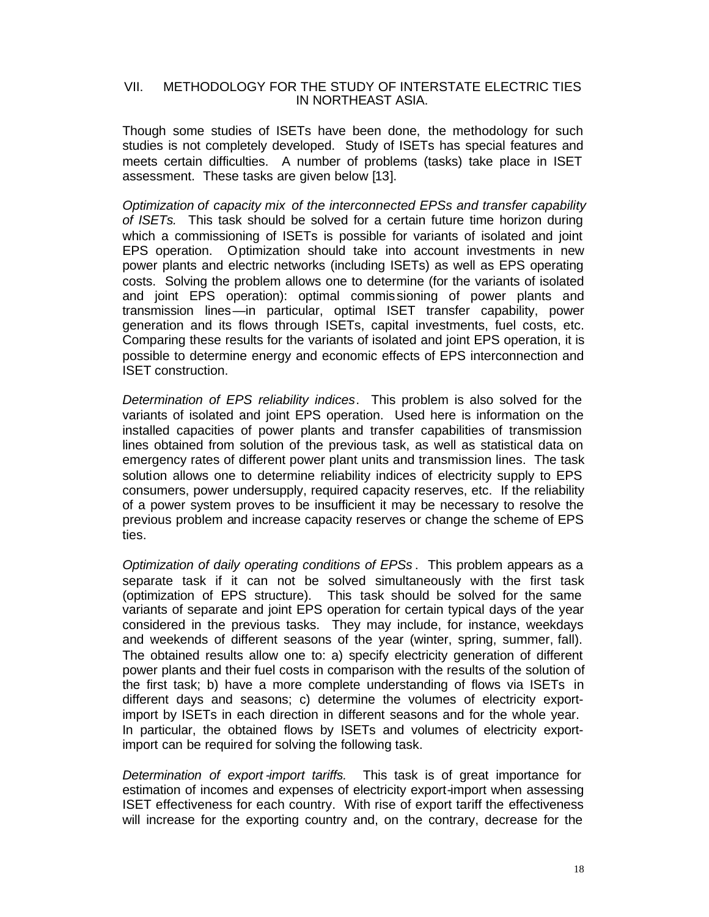## VII. METHODOLOGY FOR THE STUDY OF INTERSTATE ELECTRIC TIES IN NORTHEAST ASIA.

Though some studies of ISETs have been done, the methodology for such studies is not completely developed. Study of ISETs has special features and meets certain difficulties. A number of problems (tasks) take place in ISET assessment. These tasks are given below [13].

*Optimization of capacity mix of the interconnected EPSs and transfer capability of ISETs.* This task should be solved for a certain future time horizon during which a commissioning of ISETs is possible for variants of isolated and joint EPS operation. Optimization should take into account investments in new power plants and electric networks (including ISETs) as well as EPS operating costs. Solving the problem allows one to determine (for the variants of isolated and joint EPS operation): optimal commissioning of power plants and transmission lines—in particular, optimal ISET transfer capability, power generation and its flows through ISETs, capital investments, fuel costs, etc. Comparing these results for the variants of isolated and joint EPS operation, it is possible to determine energy and economic effects of EPS interconnection and ISET construction.

*Determination of EPS reliability indices*. This problem is also solved for the variants of isolated and joint EPS operation. Used here is information on the installed capacities of power plants and transfer capabilities of transmission lines obtained from solution of the previous task, as well as statistical data on emergency rates of different power plant units and transmission lines. The task solution allows one to determine reliability indices of electricity supply to EPS consumers, power undersupply, required capacity reserves, etc. If the reliability of a power system proves to be insufficient it may be necessary to resolve the previous problem and increase capacity reserves or change the scheme of EPS ties.

*Optimization of daily operating conditions of EPSs*. This problem appears as a separate task if it can not be solved simultaneously with the first task (optimization of EPS structure). This task should be solved for the same variants of separate and joint EPS operation for certain typical days of the year considered in the previous tasks. They may include, for instance, weekdays and weekends of different seasons of the year (winter, spring, summer, fall). The obtained results allow one to: a) specify electricity generation of different power plants and their fuel costs in comparison with the results of the solution of the first task; b) have a more complete understanding of flows via ISETs in different days and seasons; c) determine the volumes of electricity export-import by ISETs in each direction in different seasons and for the whole year. In particular, the obtained flows by ISETs and volumes of electricity export-import can be required for solving the following task.

*Determination of export-import tariffs.* This task is of great importance for estimation of incomes and expenses of electricity export-import when assessing ISET effectiveness for each country. With rise of export tariff the effectiveness will increase for the exporting country and, on the contrary, decrease for the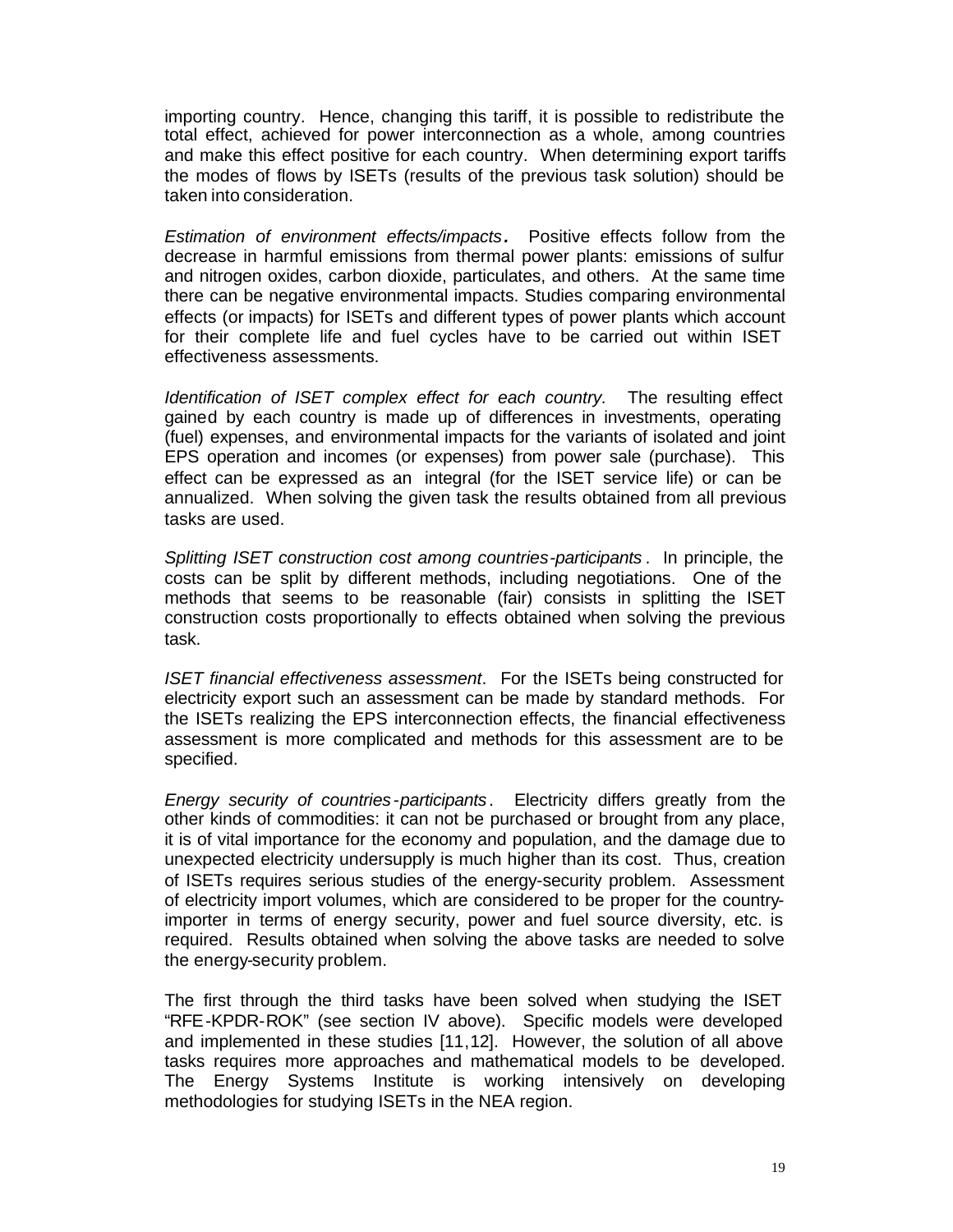importing country. Hence, changing this tariff, it is possible to redistribute the total effect, achieved for power interconnection as a whole, among countries and make this effect positive for each country. When determining export tariffs the modes of flows by ISETs (results of the previous task solution) should be taken into consideration.

*Estimation of environment effects/impacts.* Positive effects follow from the decrease in harmful emissions from thermal power plants: emissions of sulfur and nitrogen oxides, carbon dioxide, particulates, and others. At the same time there can be negative environmental impacts. Studies comparing environmental effects (or impacts) for ISETs and different types of power plants which account for their complete life and fuel cycles have to be carried out within ISET effectiveness assessments.

*Identification of ISET complex effect for each country.* The resulting effect gained by each country is made up of differences in investments, operating (fuel) expenses, and environmental impacts for the variants of isolated and joint EPS operation and incomes (or expenses) from power sale (purchase). This effect can be expressed as an integral (for the ISET service life) or can be annualized. When solving the given task the results obtained from all previous tasks are used.

*Splitting ISET construction cost among countries-participants.* In principle, the costs can be split by different methods, including negotiations. One of the methods that seems to be reasonable (fair) consists in splitting the ISET construction costs proportionally to effects obtained when solving the previous task.

*ISET financial effectiveness assessment.* For the ISETs being constructed for electricity export such an assessment can be made by standard methods. For the ISETs realizing the EPS interconnection effects, the financial effectiveness assessment is more complicated and methods for this assessment are to be specified.

*Energy security of countries-participants.* Electricity differs greatly from the other kinds of commodities: it can not be purchased or brought from any place, it is of vital importance for the economy and population, and the damage due to unexpected electricity undersupply is much higher than its cost. Thus, creation of ISETs requires serious studies of the energy-security problem. Assessment of electricity import volumes, which are considered to be proper for the country-importer in terms of energy security, power and fuel source diversity, etc. is required. Results obtained when solving the above tasks are needed to solve the energy-security problem.

The first through the third tasks have been solved when studying the ISET "RFE-KPDR-ROK" (see section IV above). Specific models were developed and implemented in these studies [11,12]. However, the solution of all above tasks requires more approaches and mathematical models to be developed. The Energy Systems Institute is working intensively on developing methodologies for studying ISETs in the NEA region.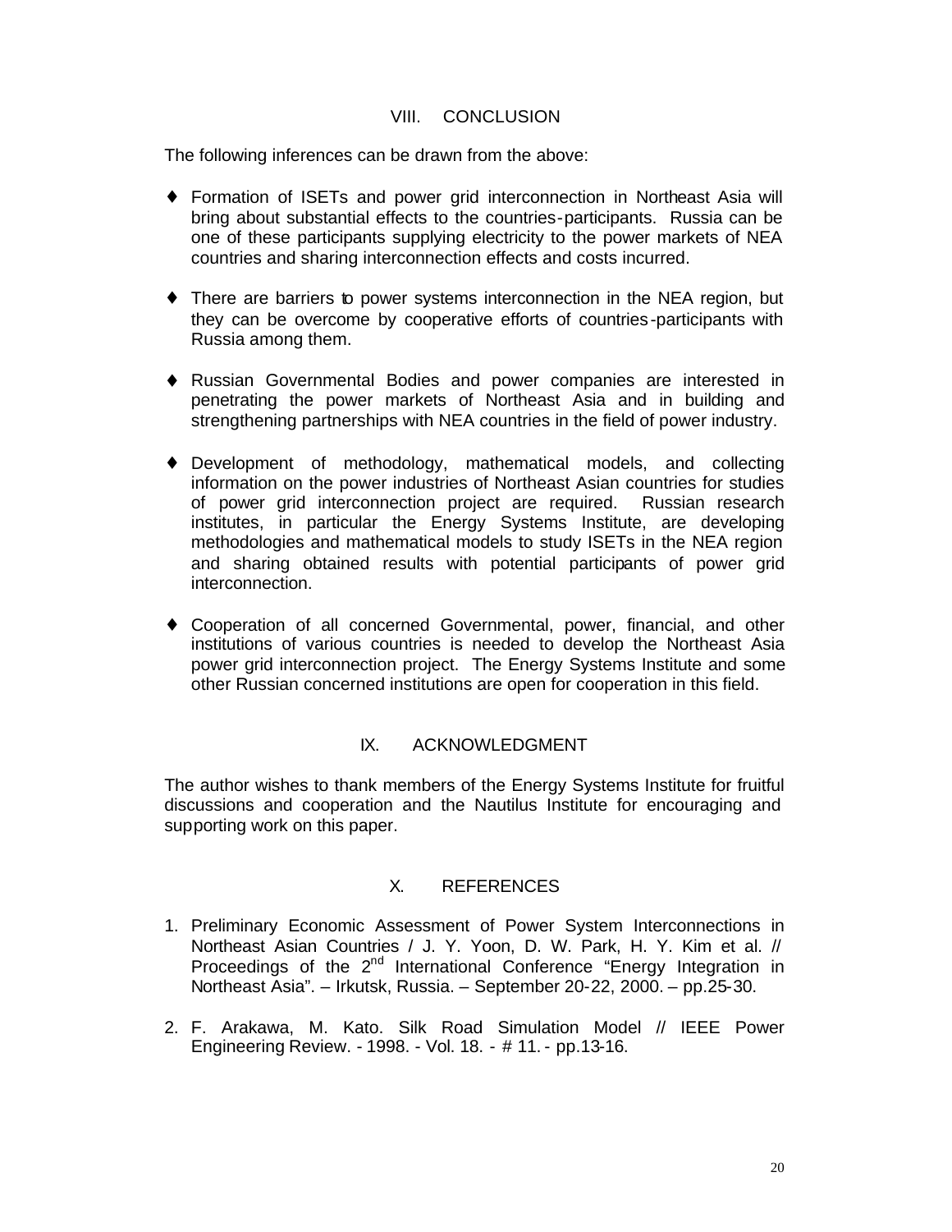## VIII. CONCLUSION

The following inferences can be drawn from the above:

- Formation of ISETs and power grid interconnection in Northeast Asia will bring about substantial effects to the countries-participants. Russia can be one of these participants supplying electricity to the power markets of NEA countries and sharing interconnection effects and costs incurred.

- There are barriers to power systems interconnection in the NEA region, but they can be overcome by cooperative efforts of countries-participants with Russia among them.

- Russian Governmental Bodies and power companies are interested in penetrating the power markets of Northeast Asia and in building and strengthening partnerships with NEA countries in the field of power industry.

- Development of methodology, mathematical models, and collecting information on the power industries of Northeast Asian countries for studies of power grid interconnection project are required. Russian research institutes, in particular the Energy Systems Institute, are developing methodologies and mathematical models to study ISETs in the NEA region and sharing obtained results with potential participants of power grid interconnection.

- Cooperation of all concerned Governmental, power, financial, and other institutions of various countries is needed to develop the Northeast Asia power grid interconnection project. The Energy Systems Institute and some other Russian concerned institutions are open for cooperation in this field.

## IX. ACKNOWLEDGMENT

The author wishes to thank members of the Energy Systems Institute for fruitful discussions and cooperation and the Nautilus Institute for encouraging and supporting work on this paper.

## X. REFERENCES

1. Preliminary Economic Assessment of Power System Interconnections in Northeast Asian Countries / J. Y. Yoon, D. W. Park, H. Y. Kim et al. // Proceedings of the 2nd International Conference "Energy Integration in Northeast Asia". – Irkutsk, Russia. – September 20-22, 2000. – pp.25-30.

2. F. Arakawa, M. Kato. Silk Road Simulation Model // IEEE Power Engineering Review. - 1998. - Vol. 18. - # 11. - pp.13-16.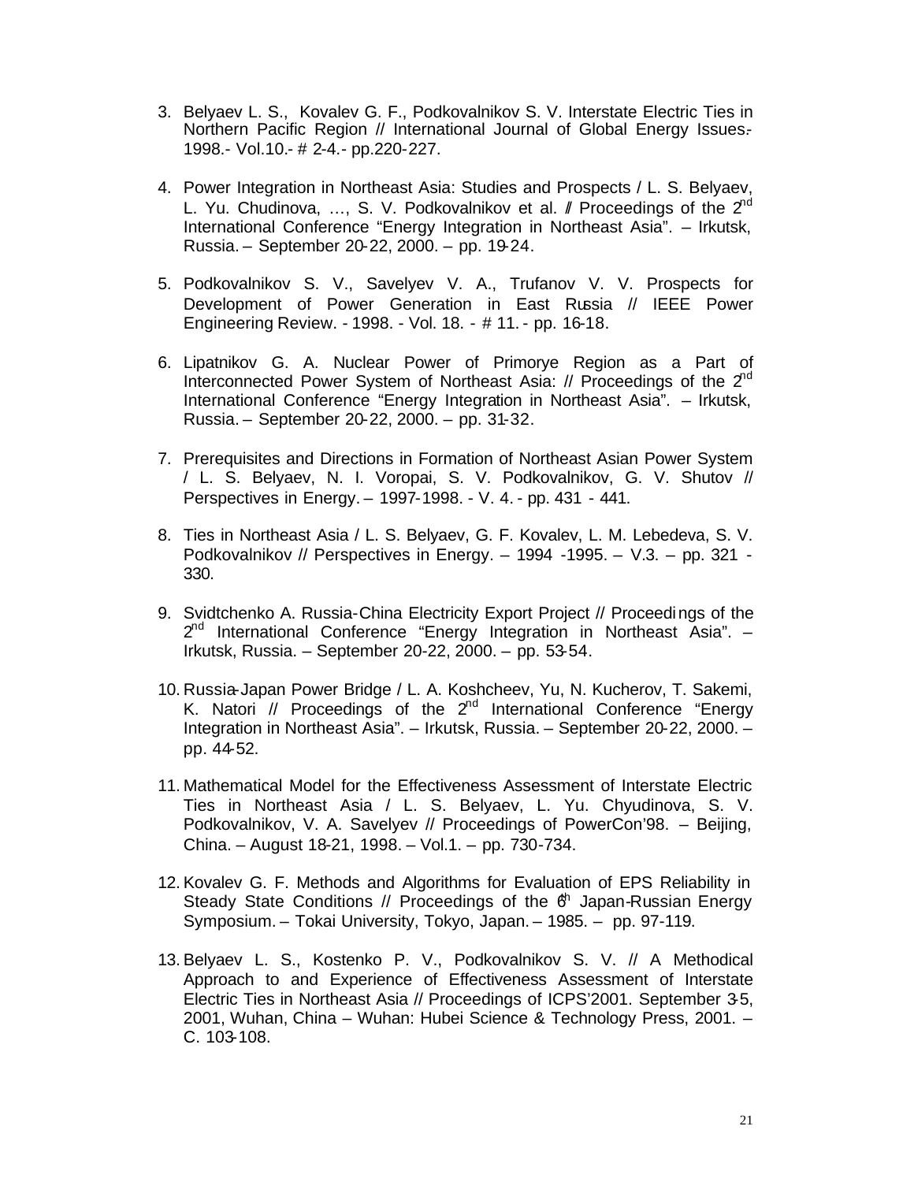3. Belyaev L. S., Kovalev G. F., Podkovalnikov S. V. Interstate Electric Ties in Northern Pacific Region // International Journal of Global Energy Issues.- 1998.- Vol.10.- # 2-4.- pp.220-227.

4. Power Integration in Northeast Asia: Studies and Prospects / L. S. Belyaev, L. Yu. Chudinova, …, S. V. Podkovalnikov et al. // Proceedings of the 2nd International Conference "Energy Integration in Northeast Asia". – Irkutsk, Russia. – September 20-22, 2000. – pp. 19-24.

5. Podkovalnikov S. V., Savelyev V. A., Trufanov V. V. Prospects for Development of Power Generation in East Russia // IEEE Power Engineering Review. - 1998. - Vol. 18. - # 11. - pp. 16-18.

6. Lipatnikov G. A. Nuclear Power of Primorye Region as a Part of Interconnected Power System of Northeast Asia: // Proceedings of the 2nd International Conference "Energy Integration in Northeast Asia". – Irkutsk, Russia. – September 20-22, 2000. – pp. 31-32.

7. Prerequisites and Directions in Formation of Northeast Asian Power System / L. S. Belyaev, N. I. Voropai, S. V. Podkovalnikov, G. V. Shutov // Perspectives in Energy. – 1997-1998. - V. 4. - pp. 431 - 441.

8. Ties in Northeast Asia / L. S. Belyaev, G. F. Kovalev, L. M. Lebedeva, S. V. Podkovalnikov // Perspectives in Energy. – 1994 -1995. – V.3. – pp. 321 - 330.

9. Svidtchenko A. Russia-China Electricity Export Project // Proceedings of the 2nd International Conference "Energy Integration in Northeast Asia". – Irkutsk, Russia. – September 20-22, 2000. – pp. 53-54.

10. Russia-Japan Power Bridge / L. A. Koshcheev, Yu, N. Kucherov, T. Sakemi, K. Natori // Proceedings of the 2nd International Conference "Energy Integration in Northeast Asia". – Irkutsk, Russia. – September 20-22, 2000. – pp. 44-52.

11. Mathematical Model for the Effectiveness Assessment of Interstate Electric Ties in Northeast Asia / L. S. Belyaev, L. Yu. Chyudinova, S. V. Podkovalnikov, V. A. Savelyev // Proceedings of PowerCon'98. – Beijing, China. – August 18-21, 1998. – Vol.1. – pp. 730-734.

12. Kovalev G. F. Methods and Algorithms for Evaluation of EPS Reliability in Steady State Conditions // Proceedings of the 6th Japan-Russian Energy Symposium. – Tokai University, Tokyo, Japan. – 1985. – pp. 97-119.

13. Belyaev L. S., Kostenko P. V., Podkovalnikov S. V. // A Methodical Approach to and Experience of Effectiveness Assessment of Interstate Electric Ties in Northeast Asia // Proceedings of ICPS'2001. September 3-5, 2001, Wuhan, China – Wuhan: Hubei Science & Technology Press, 2001. – C. 103-108.